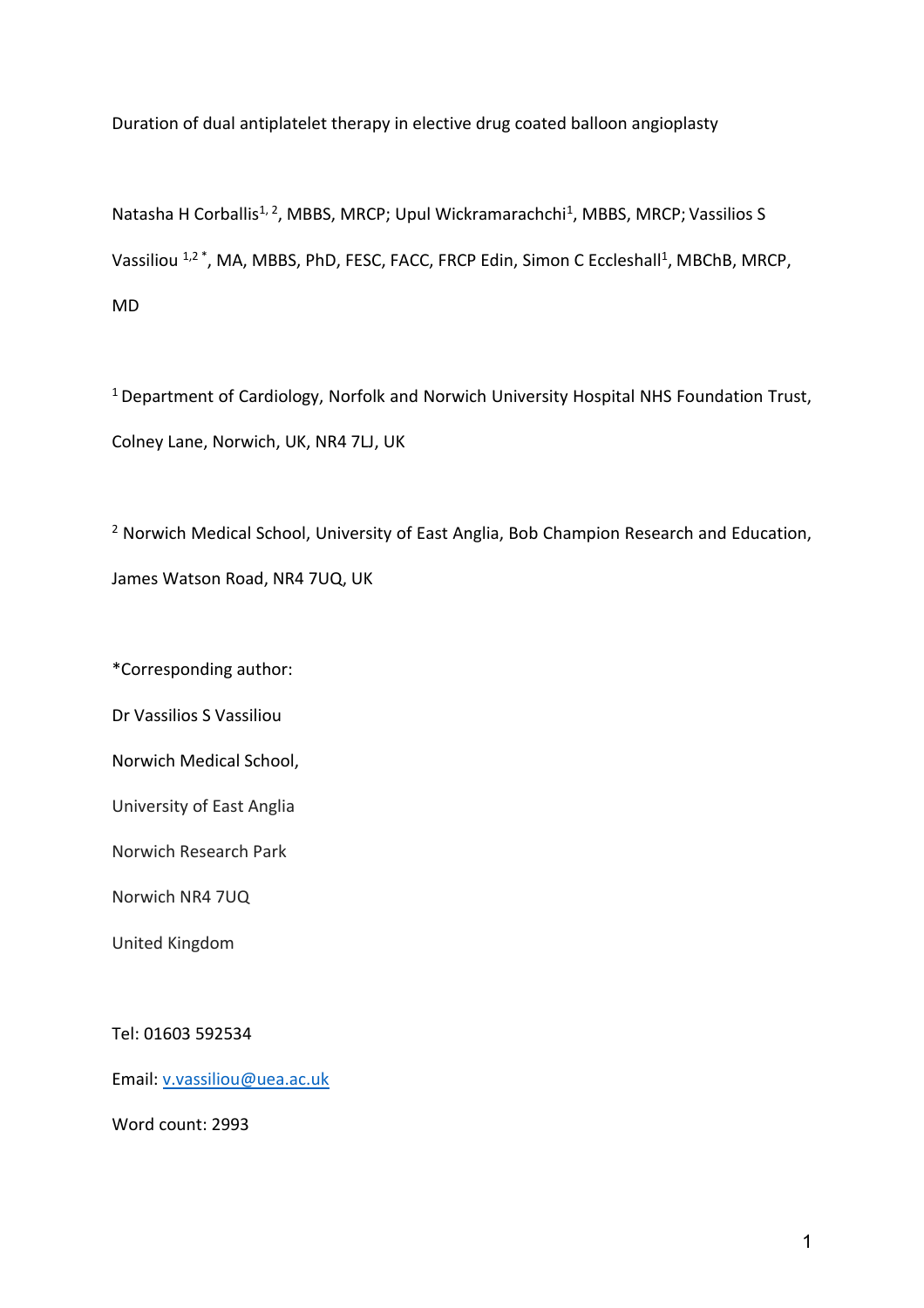# Duration of dual antiplatelet therapy in elective drug coated balloon angioplasty

Natasha H Corballis[1, 2], MBBS, MRCP; Upul Wickramarachchi[1], MBBS, MRCP; Vassilios S Vassiliou [1,2 *], MA, MBBS, PhD, FESC, FACC, FRCP Edin, Simon C Eccleshall[1], MBChB, MRCP, MD

[1] Department of Cardiology, Norfolk and Norwich University Hospital NHS Foundation Trust, Colney Lane, Norwich, UK, NR4 7LJ, UK

[2] Norwich Medical School, University of East Anglia, Bob Champion Research and Education, James Watson Road, NR4 7UQ, UK

*Corresponding author:

Dr Vassilios S Vassiliou

Norwich Medical School,

University of East Anglia

Norwich Research Park

Norwich NR4 7UQ

United Kingdom

Tel: 01603 592534

Email: v.vassiliou@uea.ac.uk

Word count: 2993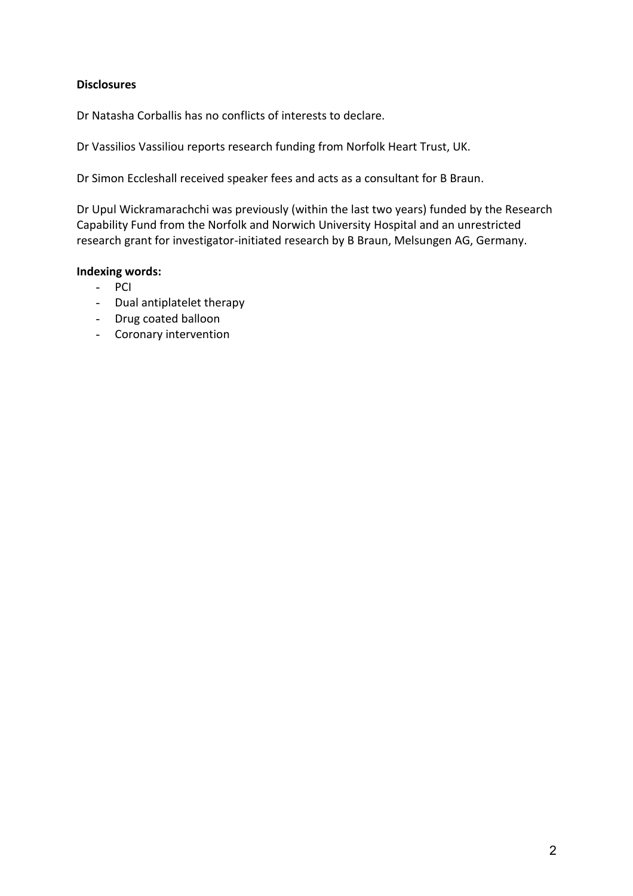**Disclosures**

Dr Natasha Corballis has no conflicts of interests to declare.

Dr Vassilios Vassiliou reports research funding from Norfolk Heart Trust, UK.

Dr Simon Eccleshall received speaker fees and acts as a consultant for B Braun.

Dr Upul Wickramarachchi was previously (within the last two years) funded by the Research Capability Fund from the Norfolk and Norwich University Hospital and an unrestricted research grant for investigator-initiated research by B Braun, Melsungen AG, Germany.

**Indexing words:**

- PCI
- Dual antiplatelet therapy
- Drug coated balloon
- Coronary intervention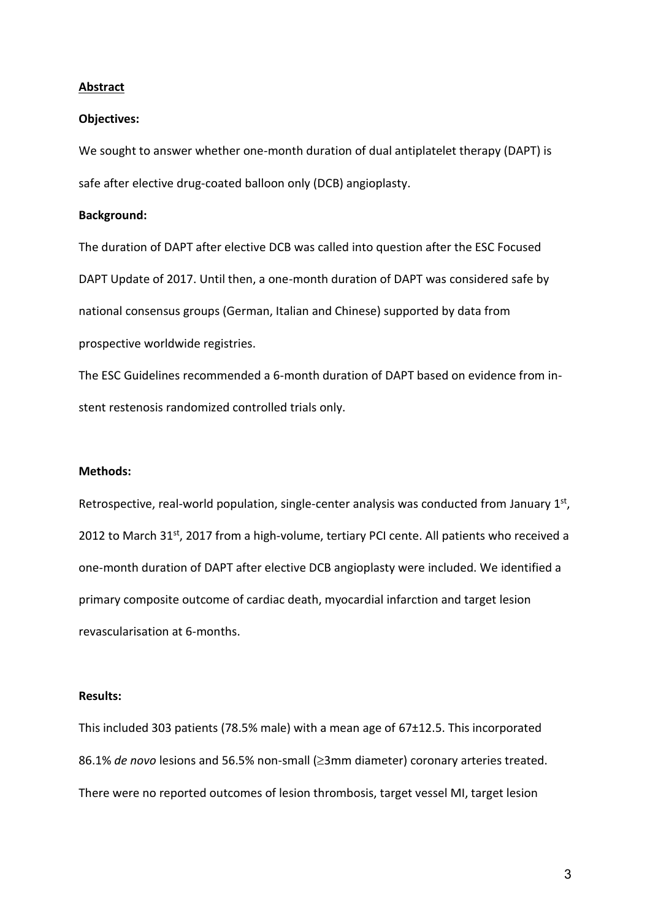**Abstract**

**Objectives:**

We sought to answer whether one-month duration of dual antiplatelet therapy (DAPT) is safe after elective drug-coated balloon only (DCB) angioplasty.

**Background:**

The duration of DAPT after elective DCB was called into question after the ESC Focused DAPT Update of 2017. Until then, a one-month duration of DAPT was considered safe by national consensus groups (German, Italian and Chinese) supported by data from prospective worldwide registries.

The ESC Guidelines recommended a 6-month duration of DAPT based on evidence from in-stent restenosis randomized controlled trials only.

**Methods:**

Retrospective, real-world population, single-center analysis was conducted from January 1st, 2012 to March 31st, 2017 from a high-volume, tertiary PCI cente. All patients who received a one-month duration of DAPT after elective DCB angioplasty were included. We identified a primary composite outcome of cardiac death, myocardial infarction and target lesion revascularisation at 6-months.

**Results:**

This included 303 patients (78.5% male) with a mean age of 67±12.5. This incorporated 86.1% *de novo* lesions and 56.5% non-small (≥3mm diameter) coronary arteries treated. There were no reported outcomes of lesion thrombosis, target vessel MI, target lesion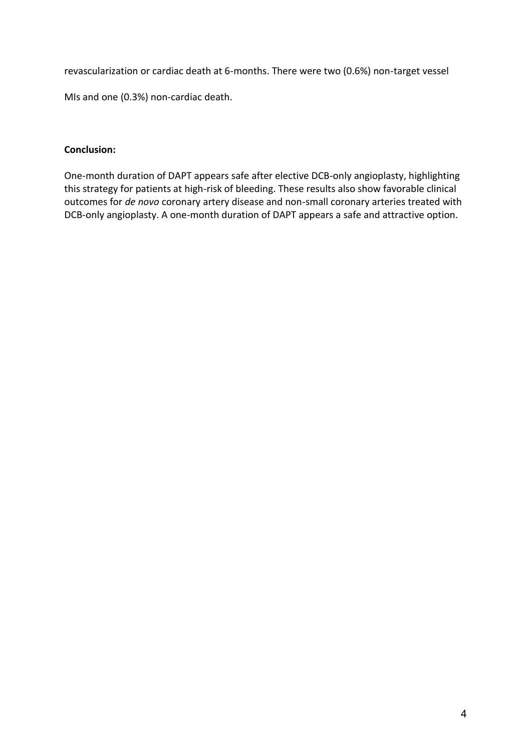revascularization or cardiac death at 6-months. There were two (0.6%) non-target vessel MIs and one (0.3%) non-cardiac death.

**Conclusion:**

One-month duration of DAPT appears safe after elective DCB-only angioplasty, highlighting this strategy for patients at high-risk of bleeding. These results also show favorable clinical outcomes for *de novo* coronary artery disease and non-small coronary arteries treated with DCB-only angioplasty. A one-month duration of DAPT appears a safe and attractive option.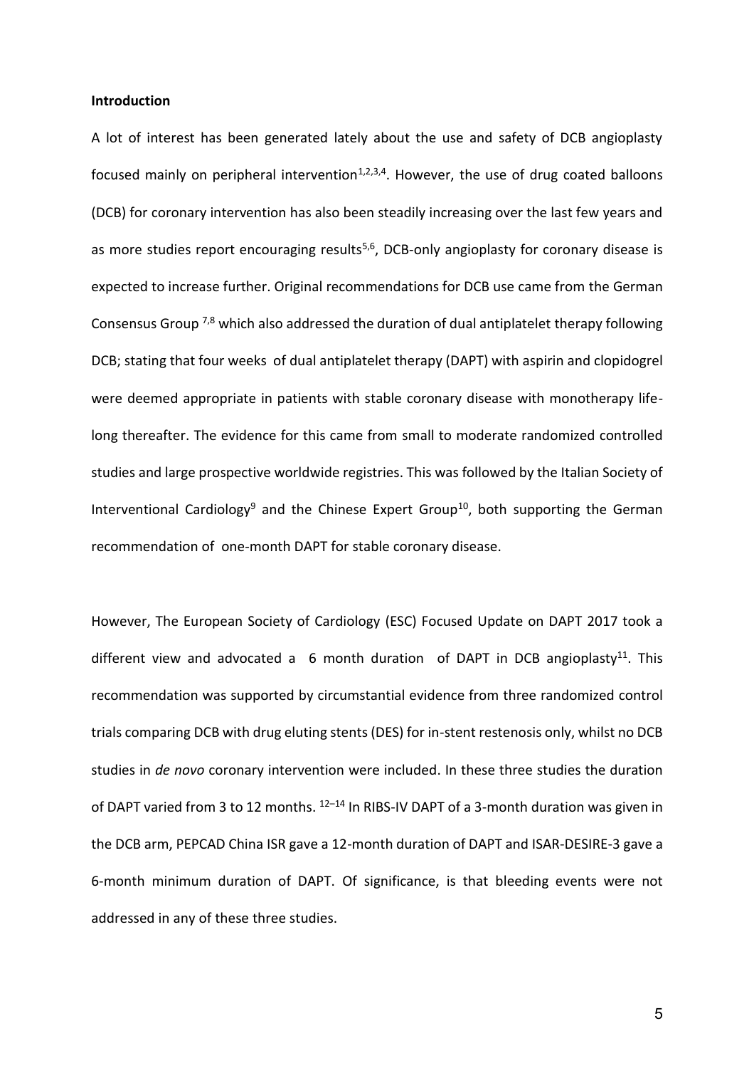**Introduction**

A lot of interest has been generated lately about the use and safety of DCB angioplasty focused mainly on peripheral intervention[1,2,3,4]. However, the use of drug coated balloons (DCB) for coronary intervention has also been steadily increasing over the last few years and as more studies report encouraging results[5,6], DCB-only angioplasty for coronary disease is expected to increase further. Original recommendations for DCB use came from the German Consensus Group [7,8] which also addressed the duration of dual antiplatelet therapy following DCB; stating that four weeks of dual antiplatelet therapy (DAPT) with aspirin and clopidogrel were deemed appropriate in patients with stable coronary disease with monotherapy life-long thereafter. The evidence for this came from small to moderate randomized controlled studies and large prospective worldwide registries. This was followed by the Italian Society of Interventional Cardiology[9] and the Chinese Expert Group[10], both supporting the German recommendation of one-month DAPT for stable coronary disease.

However, The European Society of Cardiology (ESC) Focused Update on DAPT 2017 took a different view and advocated a 6 month duration of DAPT in DCB angioplasty[11]. This recommendation was supported by circumstantial evidence from three randomized control trials comparing DCB with drug eluting stents (DES) for in-stent restenosis only, whilst no DCB studies in *de novo* coronary intervention were included. In these three studies the duration of DAPT varied from 3 to 12 months. [12–14] In RIBS-IV DAPT of a 3-month duration was given in the DCB arm, PEPCAD China ISR gave a 12-month duration of DAPT and ISAR-DESIRE-3 gave a 6-month minimum duration of DAPT. Of significance, is that bleeding events were not addressed in any of these three studies.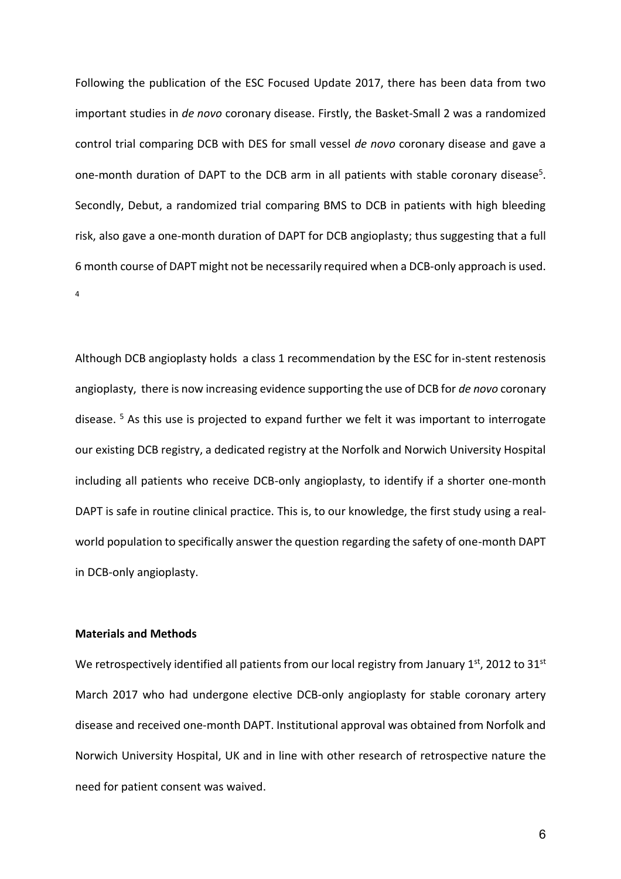Following the publication of the ESC Focused Update 2017, there has been data from two important studies in *de novo* coronary disease. Firstly, the Basket-Small 2 was a randomized control trial comparing DCB with DES for small vessel *de novo* coronary disease and gave a one-month duration of DAPT to the DCB arm in all patients with stable coronary disease[5]. Secondly, Debut, a randomized trial comparing BMS to DCB in patients with high bleeding risk, also gave a one-month duration of DAPT for DCB angioplasty; thus suggesting that a full 6 month course of DAPT might not be necessarily required when a DCB-only approach is used. [4]

Although DCB angioplasty holds a class 1 recommendation by the ESC for in-stent restenosis angioplasty, there is now increasing evidence supporting the use of DCB for *de novo* coronary disease. [5] As this use is projected to expand further we felt it was important to interrogate our existing DCB registry, a dedicated registry at the Norfolk and Norwich University Hospital including all patients who receive DCB-only angioplasty, to identify if a shorter one-month DAPT is safe in routine clinical practice. This is, to our knowledge, the first study using a real-world population to specifically answer the question regarding the safety of one-month DAPT in DCB-only angioplasty.

**Materials and Methods**

We retrospectively identified all patients from our local registry from January 1st, 2012 to 31st March 2017 who had undergone elective DCB-only angioplasty for stable coronary artery disease and received one-month DAPT. Institutional approval was obtained from Norfolk and Norwich University Hospital, UK and in line with other research of retrospective nature the need for patient consent was waived.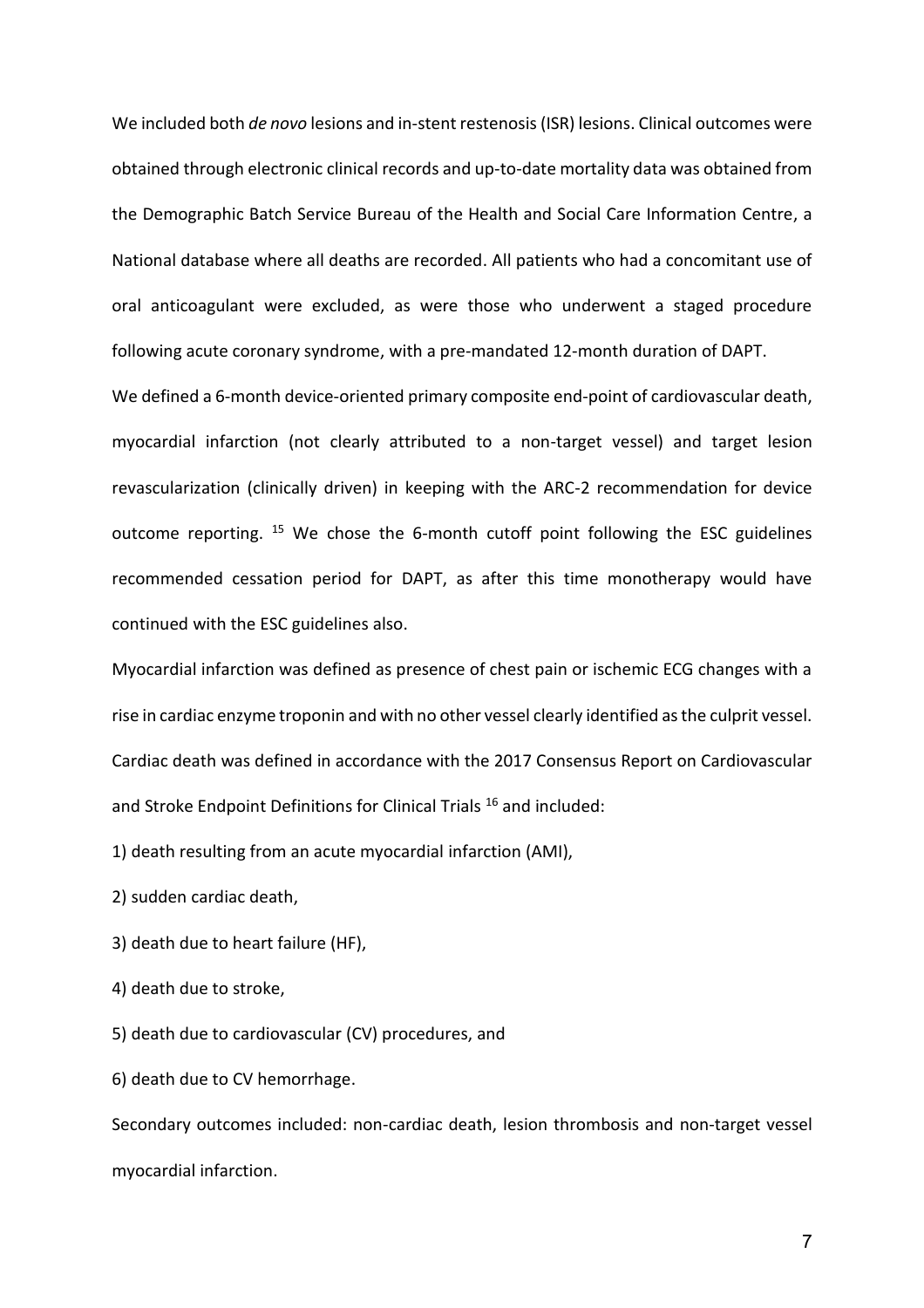We included both *de novo* lesions and in-stent restenosis (ISR) lesions. Clinical outcomes were obtained through electronic clinical records and up-to-date mortality data was obtained from the Demographic Batch Service Bureau of the Health and Social Care Information Centre, a National database where all deaths are recorded. All patients who had a concomitant use of oral anticoagulant were excluded, as were those who underwent a staged procedure following acute coronary syndrome, with a pre-mandated 12-month duration of DAPT.

We defined a 6-month device-oriented primary composite end-point of cardiovascular death, myocardial infarction (not clearly attributed to a non-target vessel) and target lesion revascularization (clinically driven) in keeping with the ARC-2 recommendation for device outcome reporting. [15] We chose the 6-month cutoff point following the ESC guidelines recommended cessation period for DAPT, as after this time monotherapy would have continued with the ESC guidelines also.

Myocardial infarction was defined as presence of chest pain or ischemic ECG changes with a rise in cardiac enzyme troponin and with no other vessel clearly identified as the culprit vessel. Cardiac death was defined in accordance with the 2017 Consensus Report on Cardiovascular and Stroke Endpoint Definitions for Clinical Trials [16] and included:

1) death resulting from an acute myocardial infarction (AMI),

2) sudden cardiac death,

3) death due to heart failure (HF),

4) death due to stroke,

5) death due to cardiovascular (CV) procedures, and

6) death due to CV hemorrhage.

Secondary outcomes included: non-cardiac death, lesion thrombosis and non-target vessel myocardial infarction.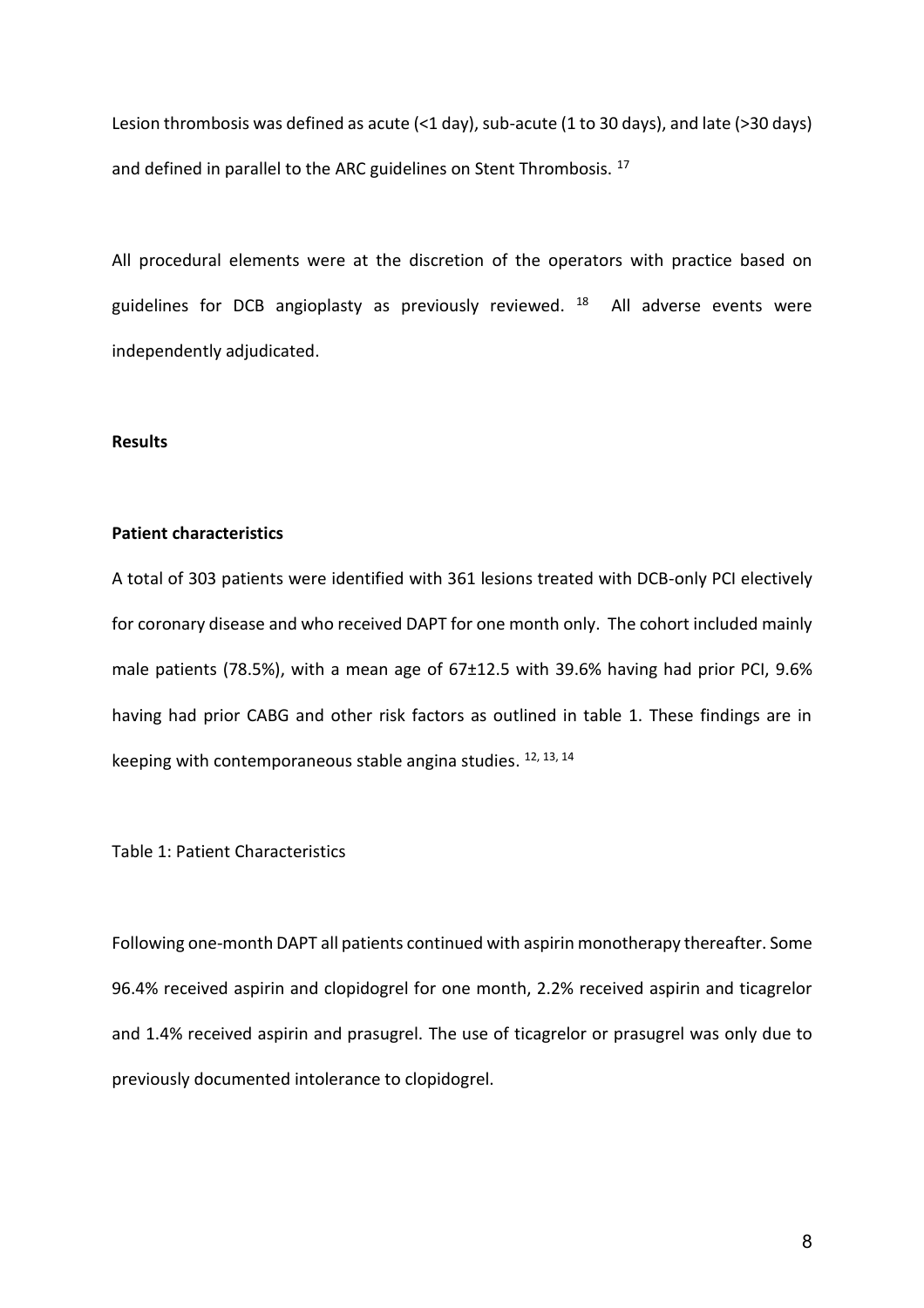Lesion thrombosis was defined as acute (<1 day), sub-acute (1 to 30 days), and late (>30 days) and defined in parallel to the ARC guidelines on Stent Thrombosis. [17]

All procedural elements were at the discretion of the operators with practice based on guidelines for DCB angioplasty as previously reviewed. [18] All adverse events were independently adjudicated.

## Results

### Patient characteristics

A total of 303 patients were identified with 361 lesions treated with DCB-only PCI electively for coronary disease and who received DAPT for one month only. The cohort included mainly male patients (78.5%), with a mean age of 67±12.5 with 39.6% having had prior PCI, 9.6% having had prior CABG and other risk factors as outlined in table 1. These findings are in keeping with contemporaneous stable angina studies. [12, 13, 14]

Table 1: Patient Characteristics

Following one-month DAPT all patients continued with aspirin monotherapy thereafter. Some 96.4% received aspirin and clopidogrel for one month, 2.2% received aspirin and ticagrelor and 1.4% received aspirin and prasugrel. The use of ticagrelor or prasugrel was only due to previously documented intolerance to clopidogrel.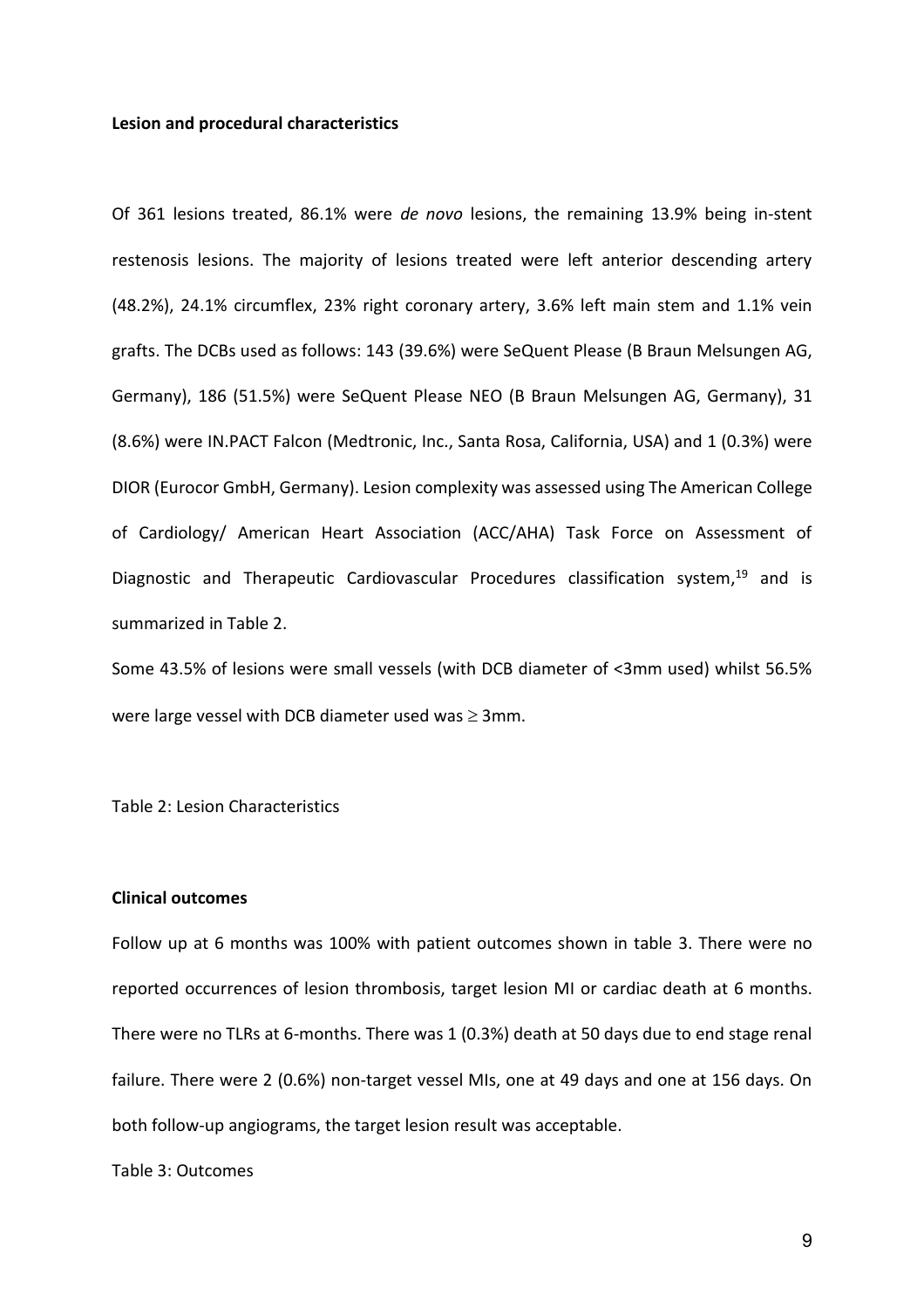**Lesion and procedural characteristics**

Of 361 lesions treated, 86.1% were *de novo* lesions, the remaining 13.9% being in-stent restenosis lesions. The majority of lesions treated were left anterior descending artery (48.2%), 24.1% circumflex, 23% right coronary artery, 3.6% left main stem and 1.1% vein grafts. The DCBs used as follows: 143 (39.6%) were SeQuent Please (B Braun Melsungen AG, Germany), 186 (51.5%) were SeQuent Please NEO (B Braun Melsungen AG, Germany), 31 (8.6%) were IN.PACT Falcon (Medtronic, Inc., Santa Rosa, California, USA) and 1 (0.3%) were DIOR (Eurocor GmbH, Germany). Lesion complexity was assessed using The American College of Cardiology/ American Heart Association (ACC/AHA) Task Force on Assessment of Diagnostic and Therapeutic Cardiovascular Procedures classification system,[19] and is summarized in Table 2.

Some 43.5% of lesions were small vessels (with DCB diameter of <3mm used) whilst 56.5% were large vessel with DCB diameter used was ≥ 3mm.

Table 2: Lesion Characteristics

**Clinical outcomes**

Follow up at 6 months was 100% with patient outcomes shown in table 3. There were no reported occurrences of lesion thrombosis, target lesion MI or cardiac death at 6 months. There were no TLRs at 6-months. There was 1 (0.3%) death at 50 days due to end stage renal failure. There were 2 (0.6%) non-target vessel MIs, one at 49 days and one at 156 days. On both follow-up angiograms, the target lesion result was acceptable.

Table 3: Outcomes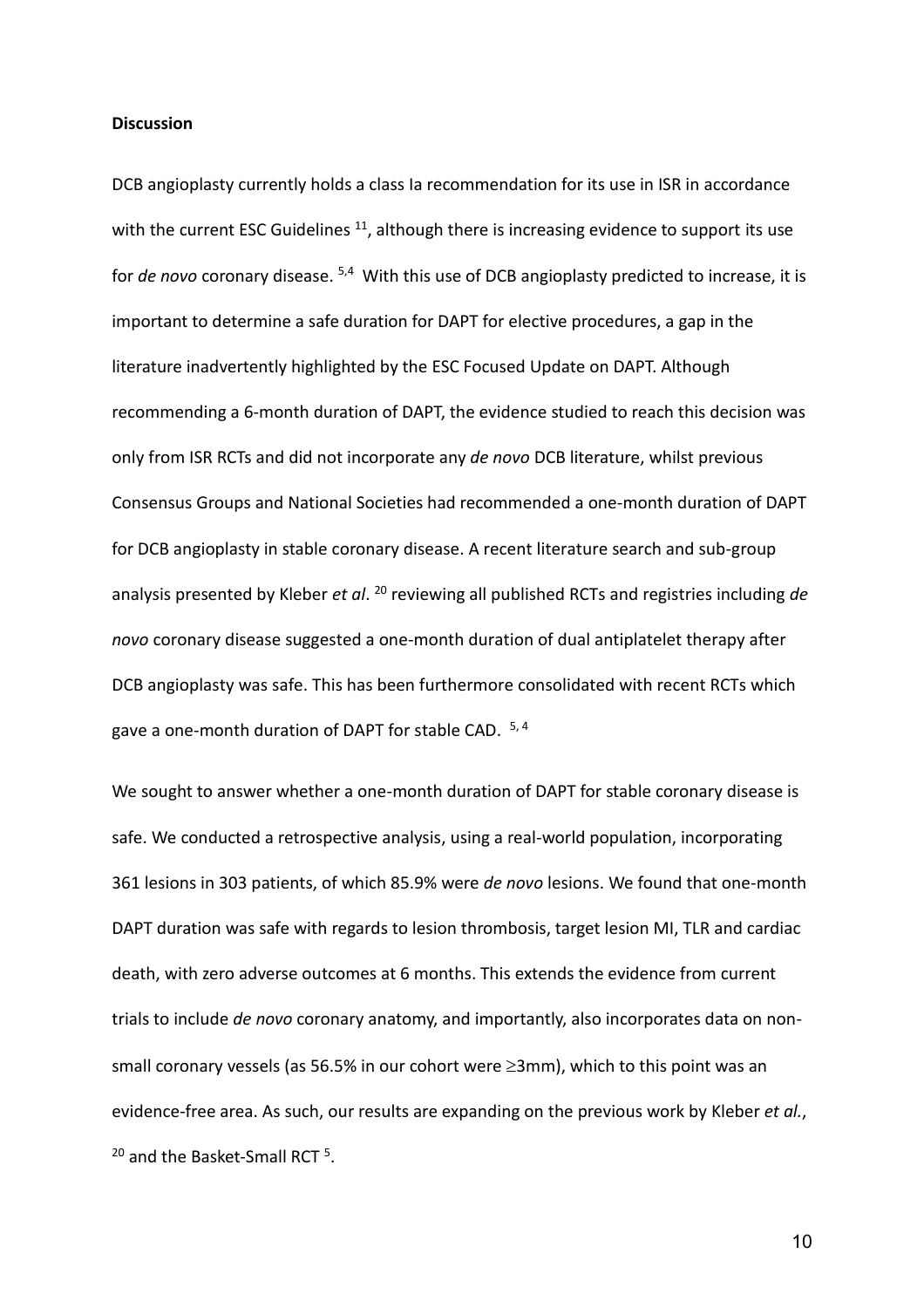**Discussion**

DCB angioplasty currently holds a class Ia recommendation for its use in ISR in accordance with the current ESC Guidelines [11], although there is increasing evidence to support its use for *de novo* coronary disease. [5,4] With this use of DCB angioplasty predicted to increase, it is important to determine a safe duration for DAPT for elective procedures, a gap in the literature inadvertently highlighted by the ESC Focused Update on DAPT. Although recommending a 6-month duration of DAPT, the evidence studied to reach this decision was only from ISR RCTs and did not incorporate any *de novo* DCB literature, whilst previous Consensus Groups and National Societies had recommended a one-month duration of DAPT for DCB angioplasty in stable coronary disease. A recent literature search and sub-group analysis presented by Kleber *et al*. [20] reviewing all published RCTs and registries including *de novo* coronary disease suggested a one-month duration of dual antiplatelet therapy after DCB angioplasty was safe. This has been furthermore consolidated with recent RCTs which gave a one-month duration of DAPT for stable CAD. [5, 4]

We sought to answer whether a one-month duration of DAPT for stable coronary disease is safe. We conducted a retrospective analysis, using a real-world population, incorporating 361 lesions in 303 patients, of which 85.9% were *de novo* lesions. We found that one-month DAPT duration was safe with regards to lesion thrombosis, target lesion MI, TLR and cardiac death, with zero adverse outcomes at 6 months. This extends the evidence from current trials to include *de novo* coronary anatomy, and importantly, also incorporates data on non-small coronary vessels (as 56.5% in our cohort were $\geq$3mm), which to this point was an evidence-free area. As such, our results are expanding on the previous work by Kleber *et al.*, [20] and the Basket-Small RCT [5].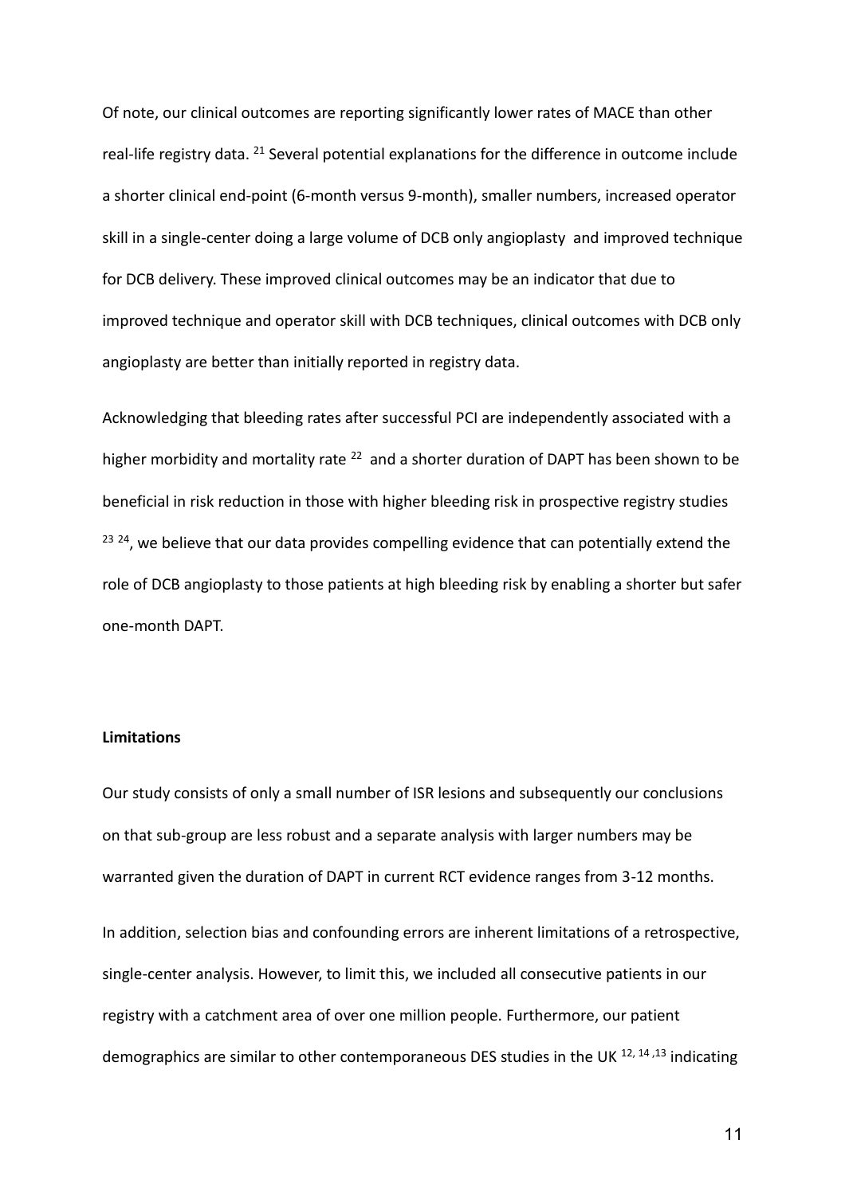Of note, our clinical outcomes are reporting significantly lower rates of MACE than other real-life registry data. [21] Several potential explanations for the difference in outcome include a shorter clinical end-point (6-month versus 9-month), smaller numbers, increased operator skill in a single-center doing a large volume of DCB only angioplasty and improved technique for DCB delivery. These improved clinical outcomes may be an indicator that due to improved technique and operator skill with DCB techniques, clinical outcomes with DCB only angioplasty are better than initially reported in registry data.

Acknowledging that bleeding rates after successful PCI are independently associated with a higher morbidity and mortality rate [22] and a shorter duration of DAPT has been shown to be beneficial in risk reduction in those with higher bleeding risk in prospective registry studies [23 24], we believe that our data provides compelling evidence that can potentially extend the role of DCB angioplasty to those patients at high bleeding risk by enabling a shorter but safer one-month DAPT.

**Limitations**

Our study consists of only a small number of ISR lesions and subsequently our conclusions on that sub-group are less robust and a separate analysis with larger numbers may be warranted given the duration of DAPT in current RCT evidence ranges from 3-12 months.

In addition, selection bias and confounding errors are inherent limitations of a retrospective, single-center analysis. However, to limit this, we included all consecutive patients in our registry with a catchment area of over one million people. Furthermore, our patient demographics are similar to other contemporaneous DES studies in the UK [12, 14 ,13] indicating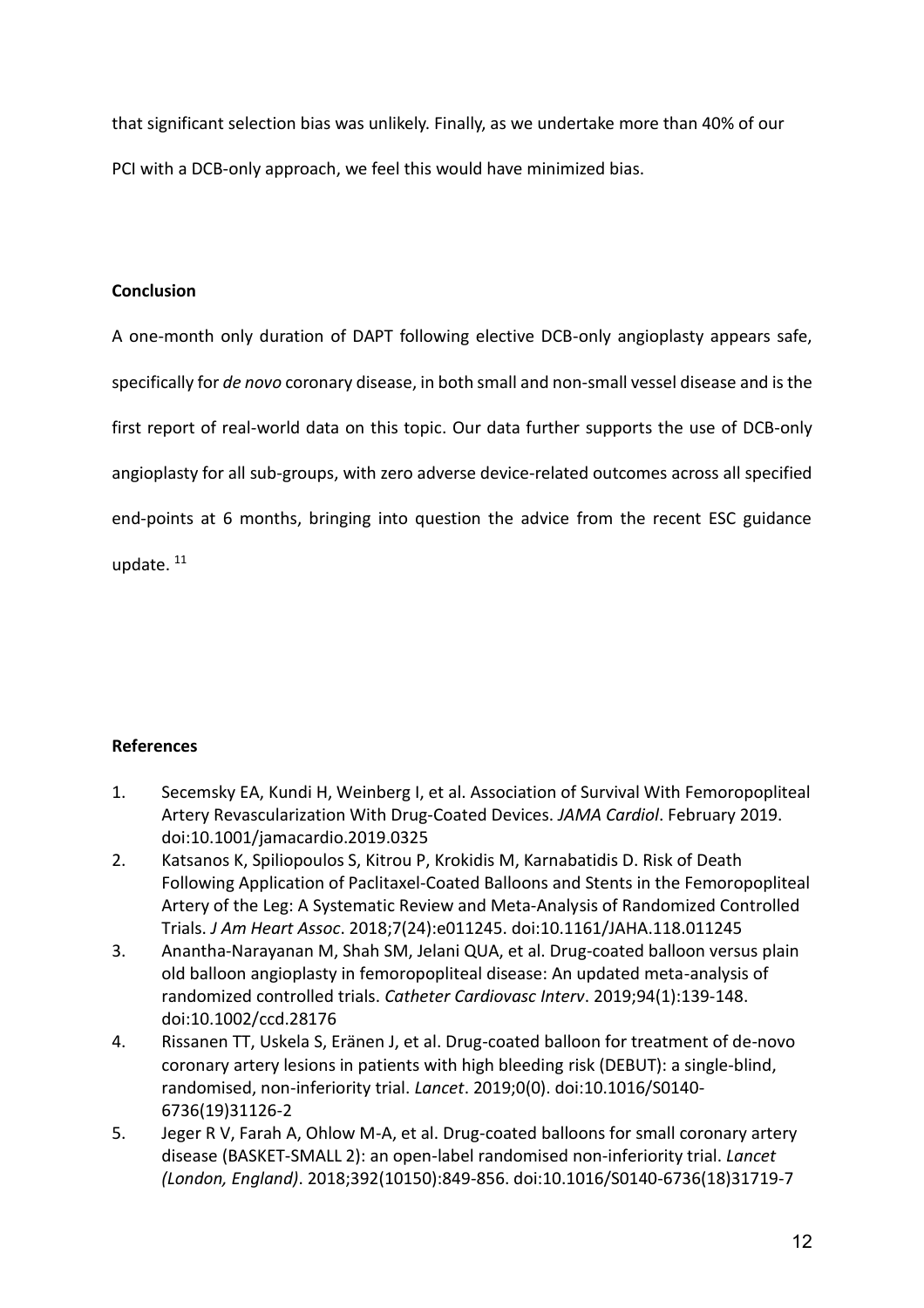that significant selection bias was unlikely. Finally, as we undertake more than 40% of our PCI with a DCB-only approach, we feel this would have minimized bias.

**Conclusion**

A one-month only duration of DAPT following elective DCB-only angioplasty appears safe, specifically for *de novo* coronary disease, in both small and non-small vessel disease and is the first report of real-world data on this topic. Our data further supports the use of DCB-only angioplasty for all sub-groups, with zero adverse device-related outcomes across all specified end-points at 6 months, bringing into question the advice from the recent ESC guidance update. [11]

**References**

1. Secemsky EA, Kundi H, Weinberg I, et al. Association of Survival With Femoropopliteal Artery Revascularization With Drug-Coated Devices. *JAMA Cardiol*. February 2019. doi:10.1001/jamacardio.2019.0325
2. Katsanos K, Spiliopoulos S, Kitrou P, Krokidis M, Karnabatidis D. Risk of Death Following Application of Paclitaxel-Coated Balloons and Stents in the Femoropopliteal Artery of the Leg: A Systematic Review and Meta-Analysis of Randomized Controlled Trials. *J Am Heart Assoc*. 2018;7(24):e011245. doi:10.1161/JAHA.118.011245
3. Anantha-Narayanan M, Shah SM, Jelani QUA, et al. Drug-coated balloon versus plain old balloon angioplasty in femoropopliteal disease: An updated meta-analysis of randomized controlled trials. *Catheter Cardiovasc Interv*. 2019;94(1):139-148. doi:10.1002/ccd.28176
4. Rissanen TT, Uskela S, Eränen J, et al. Drug-coated balloon for treatment of de-novo coronary artery lesions in patients with high bleeding risk (DEBUT): a single-blind, randomised, non-inferiority trial. *Lancet*. 2019;0(0). doi:10.1016/S0140-6736(19)31126-2
5. Jeger R V, Farah A, Ohlow M-A, et al. Drug-coated balloons for small coronary artery disease (BASKET-SMALL 2): an open-label randomised non-inferiority trial. *Lancet (London, England)*. 2018;392(10150):849-856. doi:10.1016/S0140-6736(18)31719-7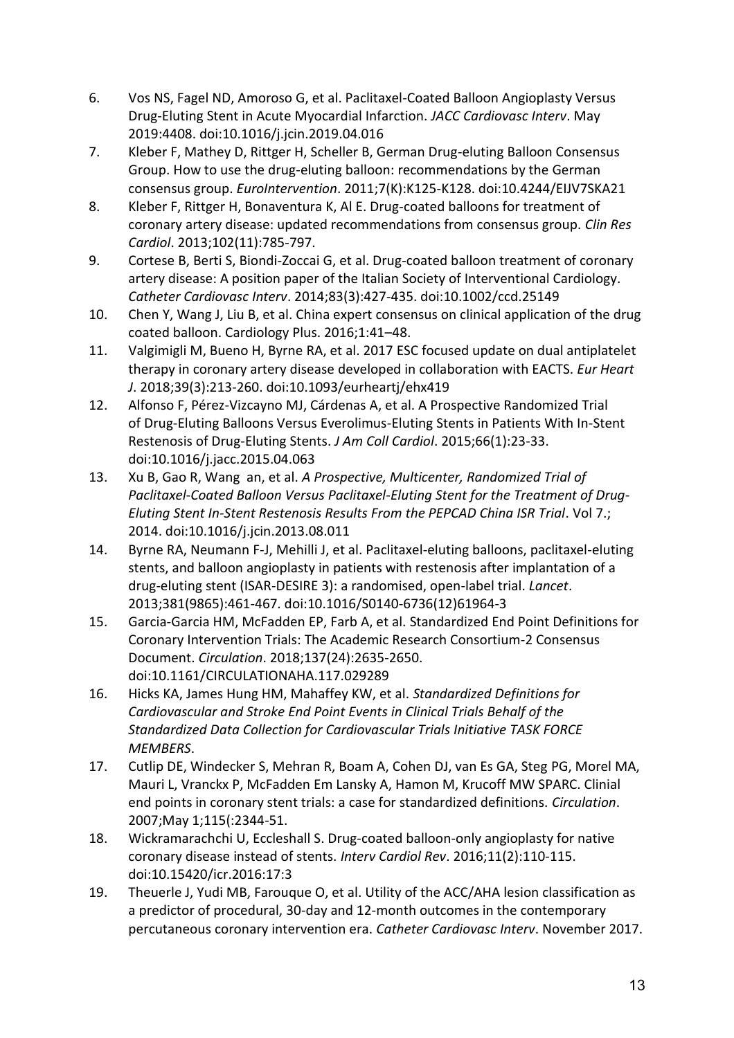6. Vos NS, Fagel ND, Amoroso G, et al. Paclitaxel-Coated Balloon Angioplasty Versus Drug-Eluting Stent in Acute Myocardial Infarction. *JACC Cardiovasc Interv*. May 2019:4408. doi:10.1016/j.jcin.2019.04.016
7. Kleber F, Mathey D, Rittger H, Scheller B, German Drug-eluting Balloon Consensus Group. How to use the drug-eluting balloon: recommendations by the German consensus group. *EuroIntervention*. 2011;7(K):K125-K128. doi:10.4244/EIJV7SKA21
8. Kleber F, Rittger H, Bonaventura K, Al E. Drug-coated balloons for treatment of coronary artery disease: updated recommendations from consensus group. *Clin Res Cardiol*. 2013;102(11):785-797.
9. Cortese B, Berti S, Biondi-Zoccai G, et al. Drug-coated balloon treatment of coronary artery disease: A position paper of the Italian Society of Interventional Cardiology. *Catheter Cardiovasc Interv*. 2014;83(3):427-435. doi:10.1002/ccd.25149
10. Chen Y, Wang J, Liu B, et al. China expert consensus on clinical application of the drug coated balloon. Cardiology Plus. 2016;1:41–48.
11. Valgimigli M, Bueno H, Byrne RA, et al. 2017 ESC focused update on dual antiplatelet therapy in coronary artery disease developed in collaboration with EACTS. *Eur Heart J*. 2018;39(3):213-260. doi:10.1093/eurheartj/ehx419
12. Alfonso F, Pérez-Vizcayno MJ, Cárdenas A, et al. A Prospective Randomized Trial of Drug-Eluting Balloons Versus Everolimus-Eluting Stents in Patients With In-Stent Restenosis of Drug-Eluting Stents. *J Am Coll Cardiol*. 2015;66(1):23-33. doi:10.1016/j.jacc.2015.04.063
13. Xu B, Gao R, Wang an, et al. *A Prospective, Multicenter, Randomized Trial of Paclitaxel-Coated Balloon Versus Paclitaxel-Eluting Stent for the Treatment of Drug-Eluting Stent In-Stent Restenosis Results From the PEPCAD China ISR Trial*. Vol 7.; 2014. doi:10.1016/j.jcin.2013.08.011
14. Byrne RA, Neumann F-J, Mehilli J, et al. Paclitaxel-eluting balloons, paclitaxel-eluting stents, and balloon angioplasty in patients with restenosis after implantation of a drug-eluting stent (ISAR-DESIRE 3): a randomised, open-label trial. *Lancet*. 2013;381(9865):461-467. doi:10.1016/S0140-6736(12)61964-3
15. Garcia-Garcia HM, McFadden EP, Farb A, et al. Standardized End Point Definitions for Coronary Intervention Trials: The Academic Research Consortium-2 Consensus Document. *Circulation*. 2018;137(24):2635-2650. doi:10.1161/CIRCULATIONAHA.117.029289
16. Hicks KA, James Hung HM, Mahaffey KW, et al. *Standardized Definitions for Cardiovascular and Stroke End Point Events in Clinical Trials Behalf of the Standardized Data Collection for Cardiovascular Trials Initiative TASK FORCE MEMBERS*.
17. Cutlip DE, Windecker S, Mehran R, Boam A, Cohen DJ, van Es GA, Steg PG, Morel MA, Mauri L, Vranckx P, McFadden Em Lansky A, Hamon M, Krucoff MW SPARC. Clinial end points in coronary stent trials: a case for standardized definitions. *Circulation*. 2007;May 1;115(:2344-51.
18. Wickramarachchi U, Eccleshall S. Drug-coated balloon-only angioplasty for native coronary disease instead of stents. *Interv Cardiol Rev*. 2016;11(2):110-115. doi:10.15420/icr.2016:17:3
19. Theuerle J, Yudi MB, Farouque O, et al. Utility of the ACC/AHA lesion classification as a predictor of procedural, 30-day and 12-month outcomes in the contemporary percutaneous coronary intervention era. *Catheter Cardiovasc Interv*. November 2017.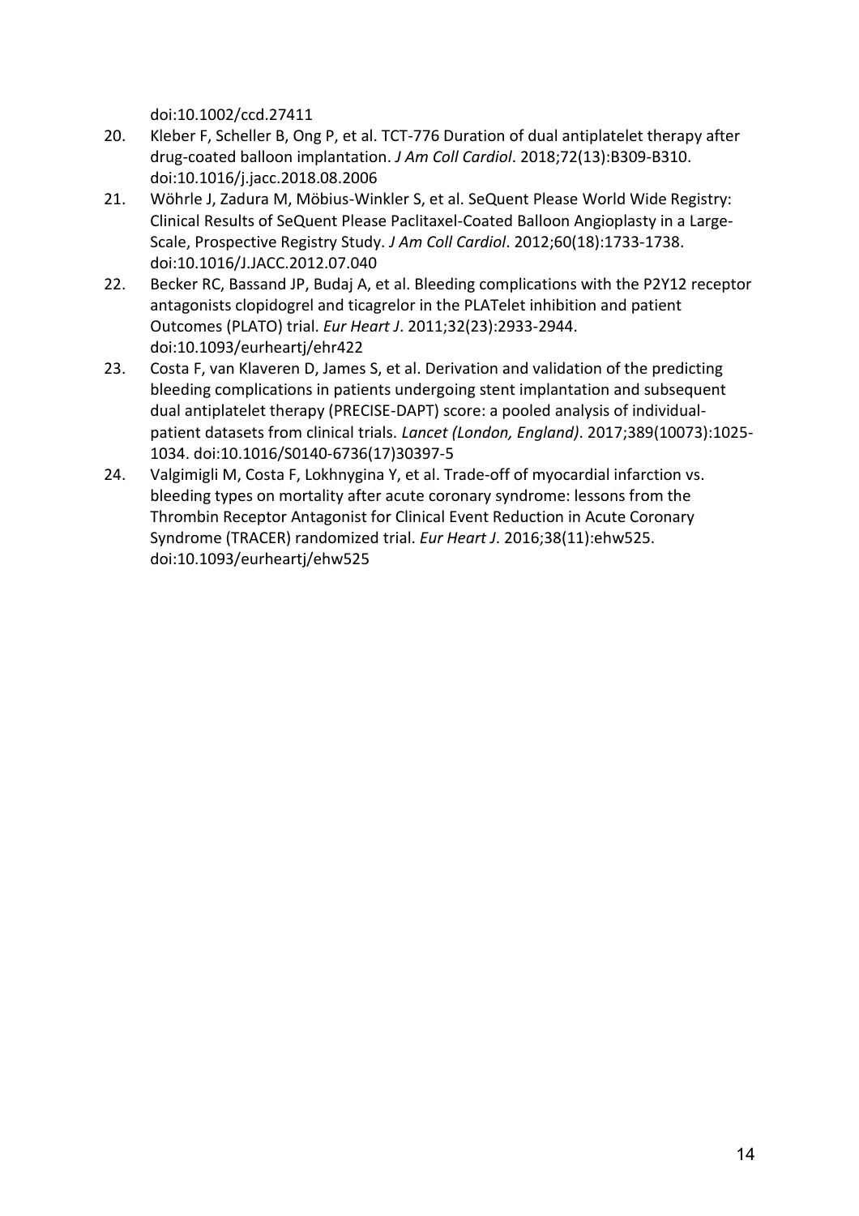doi:10.1002/ccd.27411

20. Kleber F, Scheller B, Ong P, et al. TCT-776 Duration of dual antiplatelet therapy after drug-coated balloon implantation. *J Am Coll Cardiol*. 2018;72(13):B309-B310. doi:10.1016/j.jacc.2018.08.2006
21. Wöhrle J, Zadura M, Möbius-Winkler S, et al. SeQuent Please World Wide Registry: Clinical Results of SeQuent Please Paclitaxel-Coated Balloon Angioplasty in a Large-Scale, Prospective Registry Study. *J Am Coll Cardiol*. 2012;60(18):1733-1738. doi:10.1016/J.JACC.2012.07.040
22. Becker RC, Bassand JP, Budaj A, et al. Bleeding complications with the P2Y12 receptor antagonists clopidogrel and ticagrelor in the PLATelet inhibition and patient Outcomes (PLATO) trial. *Eur Heart J*. 2011;32(23):2933-2944. doi:10.1093/eurheartj/ehr422
23. Costa F, van Klaveren D, James S, et al. Derivation and validation of the predicting bleeding complications in patients undergoing stent implantation and subsequent dual antiplatelet therapy (PRECISE-DAPT) score: a pooled analysis of individual-patient datasets from clinical trials. *Lancet (London, England)*. 2017;389(10073):1025-1034. doi:10.1016/S0140-6736(17)30397-5
24. Valgimigli M, Costa F, Lokhnygina Y, et al. Trade-off of myocardial infarction vs. bleeding types on mortality after acute coronary syndrome: lessons from the Thrombin Receptor Antagonist for Clinical Event Reduction in Acute Coronary Syndrome (TRACER) randomized trial. *Eur Heart J*. 2016;38(11):ehw525. doi:10.1093/eurheartj/ehw525